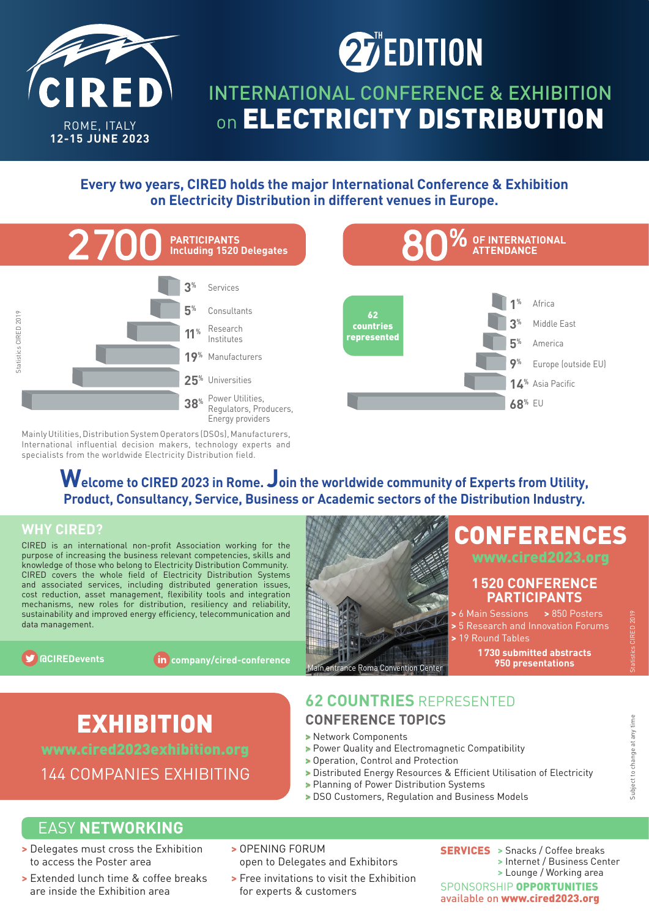# CIRED

ROME, ITALY
**12-15 JUNE 2023**

# 27TH EDITION

## INTERNATIONAL CONFERENCE & EXHIBITION on ELECTRICITY DISTRIBUTION

**Every two years, CIRED holds the major International Conference & Exhibition on Electricity Distribution in different venues in Europe.**

**2700 PARTICIPANTS** Including 1520 Delegates

| % | Sector |
|---|---|
| 3% | Services |
| 5% | Consultants |
| 11% | Research Institutes |
| 19% | Manufacturers |
| 25% | Universities |
| 38% | Power Utilities, Regulators, Producers, Energy providers |

Statistics CIRED 2019

Mainly Utilities, Distribution System Operators (DSOs), Manufacturers, International influential decision makers, technology experts and specialists from the worldwide Electricity Distribution field.

**80% OF INTERNATIONAL ATTENDANCE**

**62 countries represented**

| % | Region |
|---|---|
| 1% | Africa |
| 3% | Middle East |
| 5% | America |
| 9% | Europe (outside EU) |
| 14% | Asia Pacific |
| 68% | EU |

**Welcome to CIRED 2023 in Rome. Join the worldwide community of Experts from Utility, Product, Consultancy, Service, Business or Academic sectors of the Distribution Industry.**

## WHY CIRED?

CIRED is an international non-profit Association working for the purpose of increasing the business relevant competencies, skills and knowledge of those who belong to Electricity Distribution Community. CIRED covers the whole field of Electricity Distribution Systems and associated services, including distributed generation issues, cost reduction, asset management, flexibility tools and integration mechanisms, new roles for distribution, resiliency and reliability, sustainability and improved energy efficiency, telecommunication and data management.

@CIREDevents

company/cired-conference

Main entrance Roma Convention Center

## CONFERENCES

**www.cired2023.org**

### 1 520 CONFERENCE PARTICIPANTS

- 6 Main Sessions
- 850 Posters
- 5 Research and Innovation Forums
- 19 Round Tables

**1 730 submitted abstracts**
**950 presentations**

Statistics CIRED 2019

## EXHIBITION

**www.cired2023exhibition.org**

144 COMPANIES EXHIBITING

## 62 COUNTRIES REPRESENTED

### CONFERENCE TOPICS

- Network Components
- Power Quality and Electromagnetic Compatibility
- Operation, Control and Protection
- Distributed Energy Resources & Efficient Utilisation of Electricity
- Planning of Power Distribution Systems
- DSO Customers, Regulation and Business Models

Subject to change at any time

## EASY NETWORKING

- Delegates must cross the Exhibition to access the Poster area
- Extended lunch time & coffee breaks are inside the Exhibition area
- OPENING FORUM open to Delegates and Exhibitors
- Free invitations to visit the Exhibition for experts & customers

**SERVICES**
- Snacks / Coffee breaks
- Internet / Business Center
- Lounge / Working area

SPONSORSHIP **OPPORTUNITIES** available on **www.cired2023.org**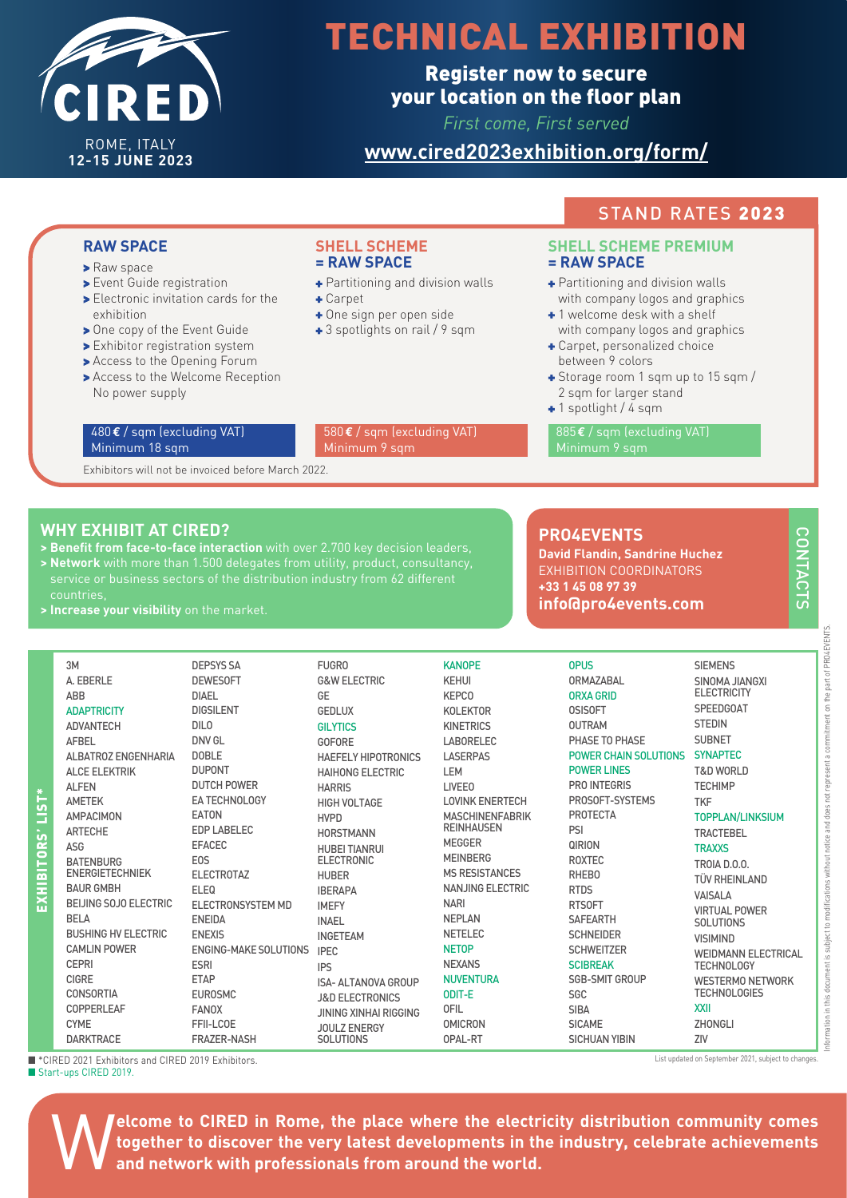CIRED

ROME, ITALY
**12-15 JUNE 2023**

# TECHNICAL EXHIBITION

## Register now to secure your location on the floor plan

*First come, First served*

**www.cired2023exhibition.org/form/**

## STAND RATES 2023

### RAW SPACE

- Raw space
- Event Guide registration
- Electronic invitation cards for the exhibition
- One copy of the Event Guide
- Exhibitor registration system
- Access to the Opening Forum
- Access to the Welcome Reception
  No power supply

480€ / sqm (excluding VAT)
Minimum 18 sqm

### SHELL SCHEME = RAW SPACE

- Partitioning and division walls
- Carpet
- One sign per open side
- 3 spotlights on rail / 9 sqm

580€ / sqm (excluding VAT)
Minimum 9 sqm

### SHELL SCHEME PREMIUM = RAW SPACE

- Partitioning and division walls with company logos and graphics
- 1 welcome desk with a shelf with company logos and graphics
- Carpet, personalized choice between 9 colors
- Storage room 1 sqm up to 15 sqm / 2 sqm for larger stand
- 1 spotlight / 4 sqm

885€ / sqm (excluding VAT)
Minimum 9 sqm

Exhibitors will not be invoiced before March 2022.

## WHY EXHIBIT AT CIRED?

- > **Benefit from face-to-face interaction** with over 2.700 key decision leaders,
- > **Network** with more than 1.500 delegates from utility, product, consultancy, service or business sectors of the distribution industry from 62 different countries,
- > **Increase your visibility** on the market.

## CONTACTS

**PRO4EVENTS**
**David Flandin, Sandrine Huchez**
EXHIBITION COORDINATORS
**+33 1 45 08 97 39**
**info@pro4events.com**

## EXHIBITORS' LIST*

3M
A. EBERLE
ABB
ADAPTRICITY
ADVANTECH
AFBEL
ALBATROZ ENGENHARIA
ALCE ELEKTRIK
ALFEN
AMETEK
AMPACIMON
ARTECHE
ASG
BATENBURG ENERGIETECHNIEK
BAUR GMBH
BEIJING SOJO ELECTRIC
BELA
BUSHING HV ELECTRIC
CAMLIN POWER
CEPRI
CIGRE
CONSORTIA
COPPERLEAF
CYME
DARKTRACE
DEPSYS SA
DEWESOFT
DIAEL
DIGSILENT
DILO
DNV GL
DOBLE
DUPONT
DUTCH POWER
EA TECHNOLOGY
EATON
EDP LABELEC
EFACEC
EOS
ELECTROTAZ
ELEQ
ELECTRONSYSTEM MD
ENEIDA
ENEXIS
ENGING-MAKE SOLUTIONS
ESRI
ETAP
EUROSMC
FANOX
FFII-LCOE
FRAZER-NASH
FUGRO
G&W ELECTRIC
GE
GEDLUX
GILYTICS
GOFORE
HAEFELY HIPOTRONICS
HAIHONG ELECTRIC
HARRIS
HIGH VOLTAGE
HVPD
HORSTMANN
HUBEI TIANRUI ELECTRONIC
HUBER
IBERAPA
IMEFY
INAEL
INGETEAM
IPEC
IPS
ISA- ALTANOVA GROUP
J&D ELECTRONICS
JINING XINHAI RIGGING
JOULZ ENERGY SOLUTIONS
KANOPE
KEHUI
KEPCO
KOLEKTOR
KINETRICS
LABORELEC
LASERPAS
LEM
LIVEEO
LOVINK ENERTECH
MASCHINENFABRIK REINHAUSEN
MEGGER
MEINBERG
MS RESISTANCES
NANJING ELECTRIC
NARI
NEPLAN
NETELEC
NETOP
NEXANS
NUVENTURA
ODIT-E
OFIL
OMICRON
OPAL-RT
OPUS
ORMAZABAL
ORXA GRID
OSISOFT
OUTRAM
PHASE TO PHASE
POWER CHAIN SOLUTIONS
POWER LINES
PRO INTEGRIS
PROSOFT-SYSTEMS
PROTECTA
PSI
QIRION
ROXTEC
RHEBO
RTDS
RTSOFT
SAFEARTH
SCHNEIDER
SCHWEITZER
SCIBREAK
SGB-SMIT GROUP
SGC
SIBA
SICAME
SICHUAN YIBIN
SIEMENS
SINOMA JIANGXI ELECTRICITY
SPEEDGOAT
STEDIN
SUBNET
SYNAPTEC
T&D WORLD
TECHIMP
TKF
TOPPLAN/LINKSIUM
TRACTEBEL
TRAXXS
TROIA D.O.O.
TÜV RHEINLAND
VAISALA
VIRTUAL POWER SOLUTIONS
VISIMIND
WEIDMANN ELECTRICAL TECHNOLOGY
WESTERMO NETWORK TECHNOLOGIES
XXII
ZHONGLI
ZIV

*CIRED 2021 Exhibitors and CIRED 2019 Exhibitors.
Start-ups CIRED 2019.

List updated on September 2021, subject to changes.

Information in this document is subject to modifications without notice and does not represent a commitment on the part of PRO4EVENTS.

**Welcome to CIRED in Rome, the place where the electricity distribution community comes together to discover the very latest developments in the industry, celebrate achievements and network with professionals from around the world.**